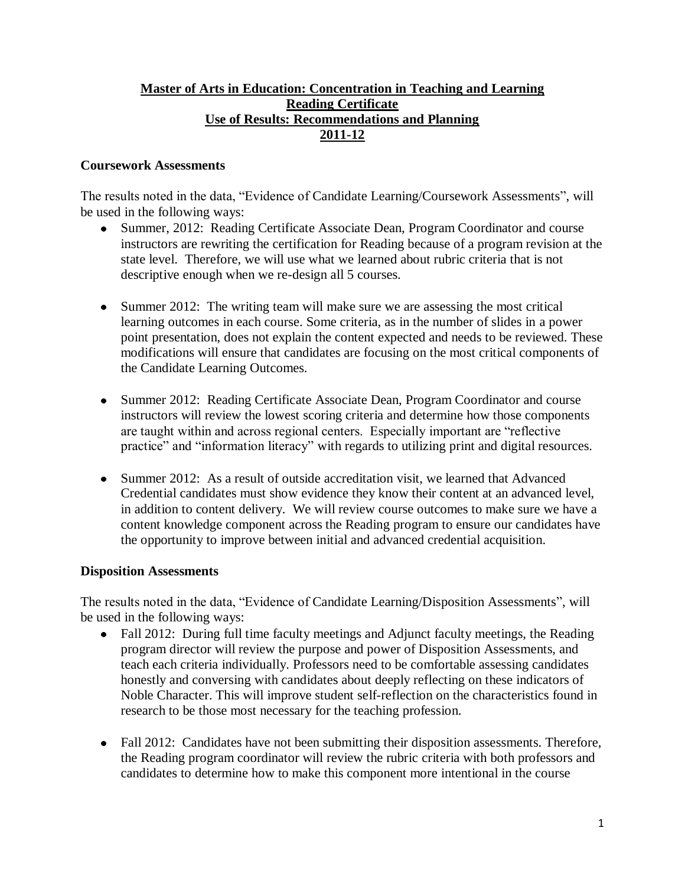# Master of Arts in Education: Concentration in Teaching and Learning
## Reading Certificate
## Use of Results: Recommendations and Planning
## 2011-12

### Coursework Assessments

The results noted in the data, "Evidence of Candidate Learning/Coursework Assessments", will be used in the following ways:

- Summer, 2012: Reading Certificate Associate Dean, Program Coordinator and course instructors are rewriting the certification for Reading because of a program revision at the state level. Therefore, we will use what we learned about rubric criteria that is not descriptive enough when we re-design all 5 courses.

- Summer 2012: The writing team will make sure we are assessing the most critical learning outcomes in each course. Some criteria, as in the number of slides in a power point presentation, does not explain the content expected and needs to be reviewed. These modifications will ensure that candidates are focusing on the most critical components of the Candidate Learning Outcomes.

- Summer 2012: Reading Certificate Associate Dean, Program Coordinator and course instructors will review the lowest scoring criteria and determine how those components are taught within and across regional centers. Especially important are "reflective practice" and "information literacy" with regards to utilizing print and digital resources.

- Summer 2012: As a result of outside accreditation visit, we learned that Advanced Credential candidates must show evidence they know their content at an advanced level, in addition to content delivery. We will review course outcomes to make sure we have a content knowledge component across the Reading program to ensure our candidates have the opportunity to improve between initial and advanced credential acquisition.

### Disposition Assessments

The results noted in the data, "Evidence of Candidate Learning/Disposition Assessments", will be used in the following ways:

- Fall 2012: During full time faculty meetings and Adjunct faculty meetings, the Reading program director will review the purpose and power of Disposition Assessments, and teach each criteria individually. Professors need to be comfortable assessing candidates honestly and conversing with candidates about deeply reflecting on these indicators of Noble Character. This will improve student self-reflection on the characteristics found in research to be those most necessary for the teaching profession.

- Fall 2012: Candidates have not been submitting their disposition assessments. Therefore, the Reading program coordinator will review the rubric criteria with both professors and candidates to determine how to make this component more intentional in the course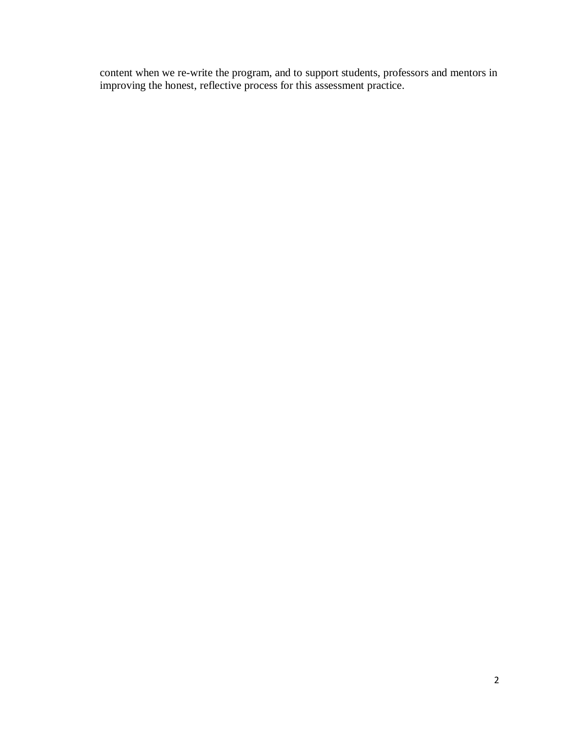content when we re-write the program, and to support students, professors and mentors in improving the honest, reflective process for this assessment practice.